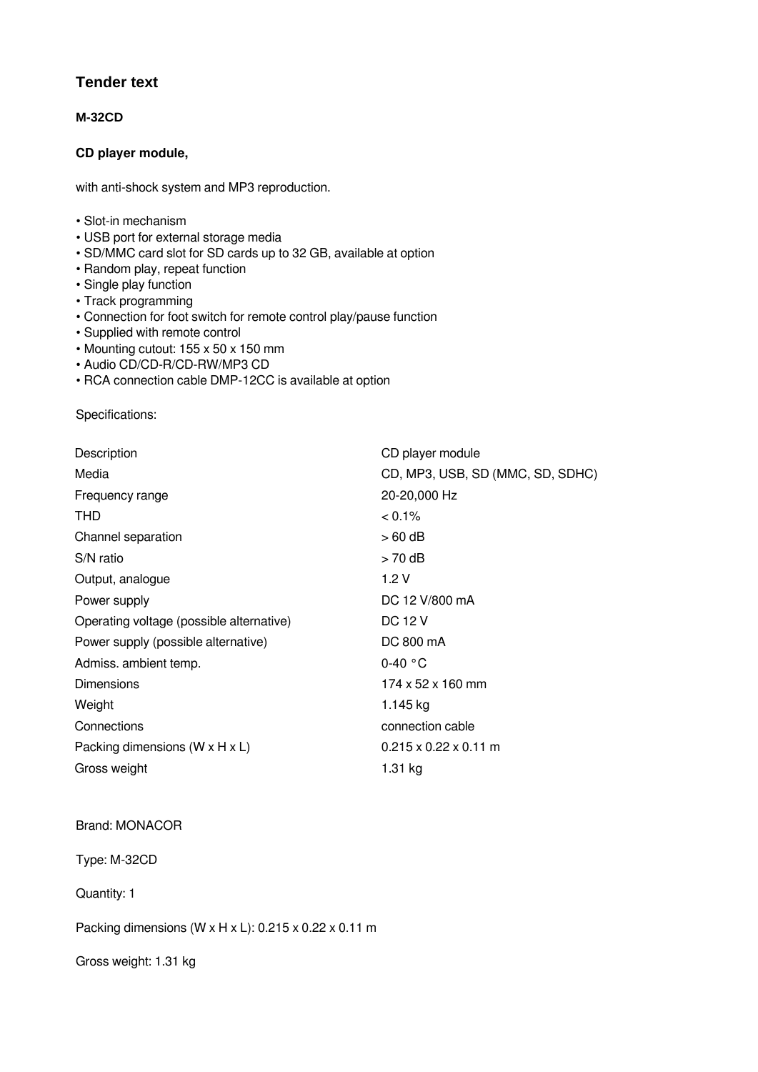## Tender text

**M-32CD**

**CD player module,**

with anti-shock system and MP3 reproduction.

- Slot-in mechanism
- USB port for external storage media
- SD/MMC card slot for SD cards up to 32 GB, available at option
- Random play, repeat function
- Single play function
- Track programming
- Connection for foot switch for remote control play/pause function
- Supplied with remote control
- Mounting cutout: 155 x 50 x 150 mm
- Audio CD/CD-R/CD-RW/MP3 CD
- RCA connection cable DMP-12CC is available at option

Specifications:

| | |
|---|---|
| Description | CD player module |
| Media | CD, MP3, USB, SD (MMC, SD, SDHC) |
| Frequency range | 20-20,000 Hz |
| THD | < 0.1% |
| Channel separation | > 60 dB |
| S/N ratio | > 70 dB |
| Output, analogue | 1.2 V |
| Power supply | DC 12 V/800 mA |
| Operating voltage (possible alternative) | DC 12 V |
| Power supply (possible alternative) | DC 800 mA |
| Admiss. ambient temp. | 0-40 °C |
| Dimensions | 174 x 52 x 160 mm |
| Weight | 1.145 kg |
| Connections | connection cable |
| Packing dimensions (W x H x L) | 0.215 x 0.22 x 0.11 m |
| Gross weight | 1.31 kg |

Brand: MONACOR

Type: M-32CD

Quantity: 1

Packing dimensions (W x H x L): 0.215 x 0.22 x 0.11 m

Gross weight: 1.31 kg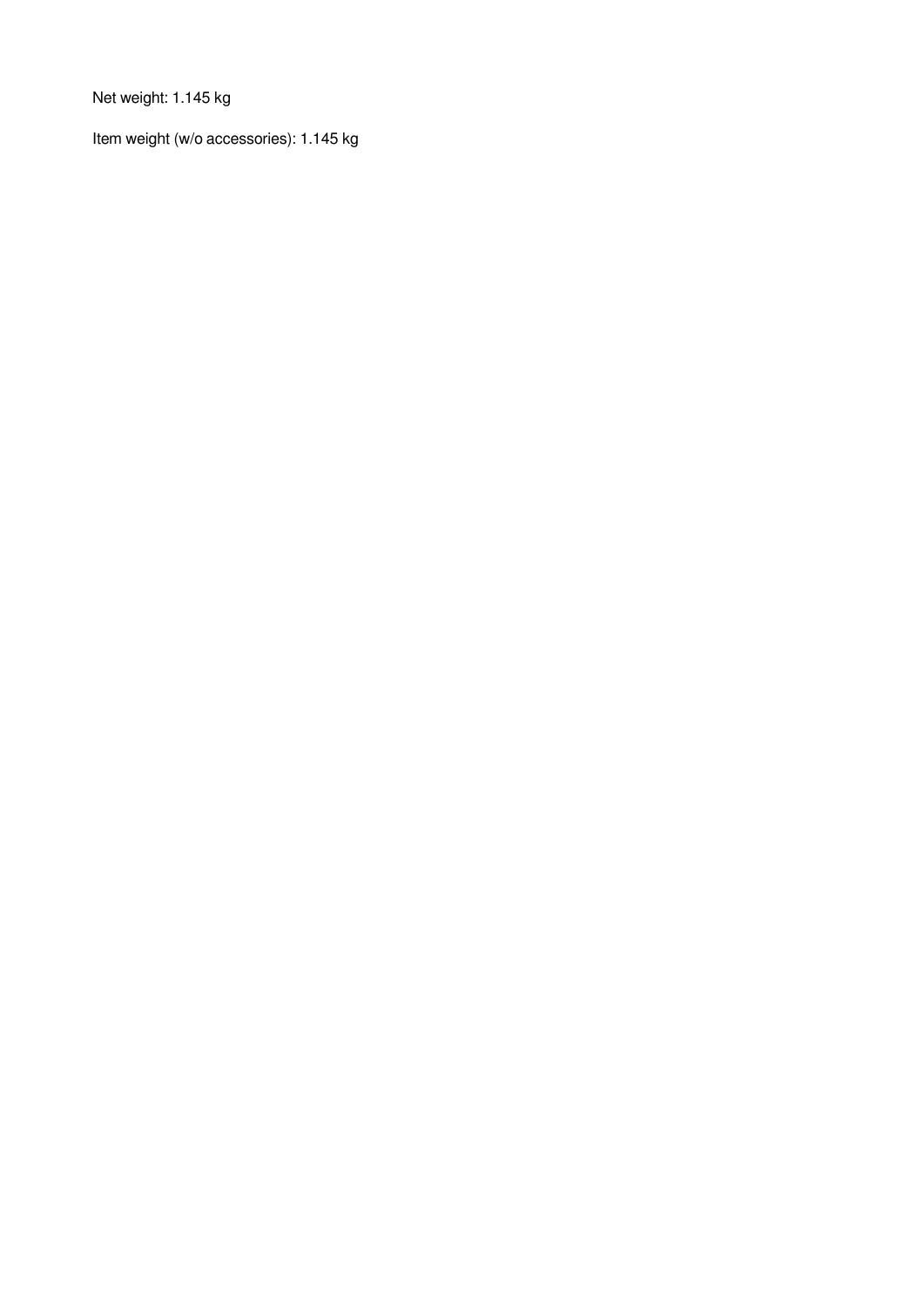Net weight: 1.145 kg

Item weight (w/o accessories): 1.145 kg